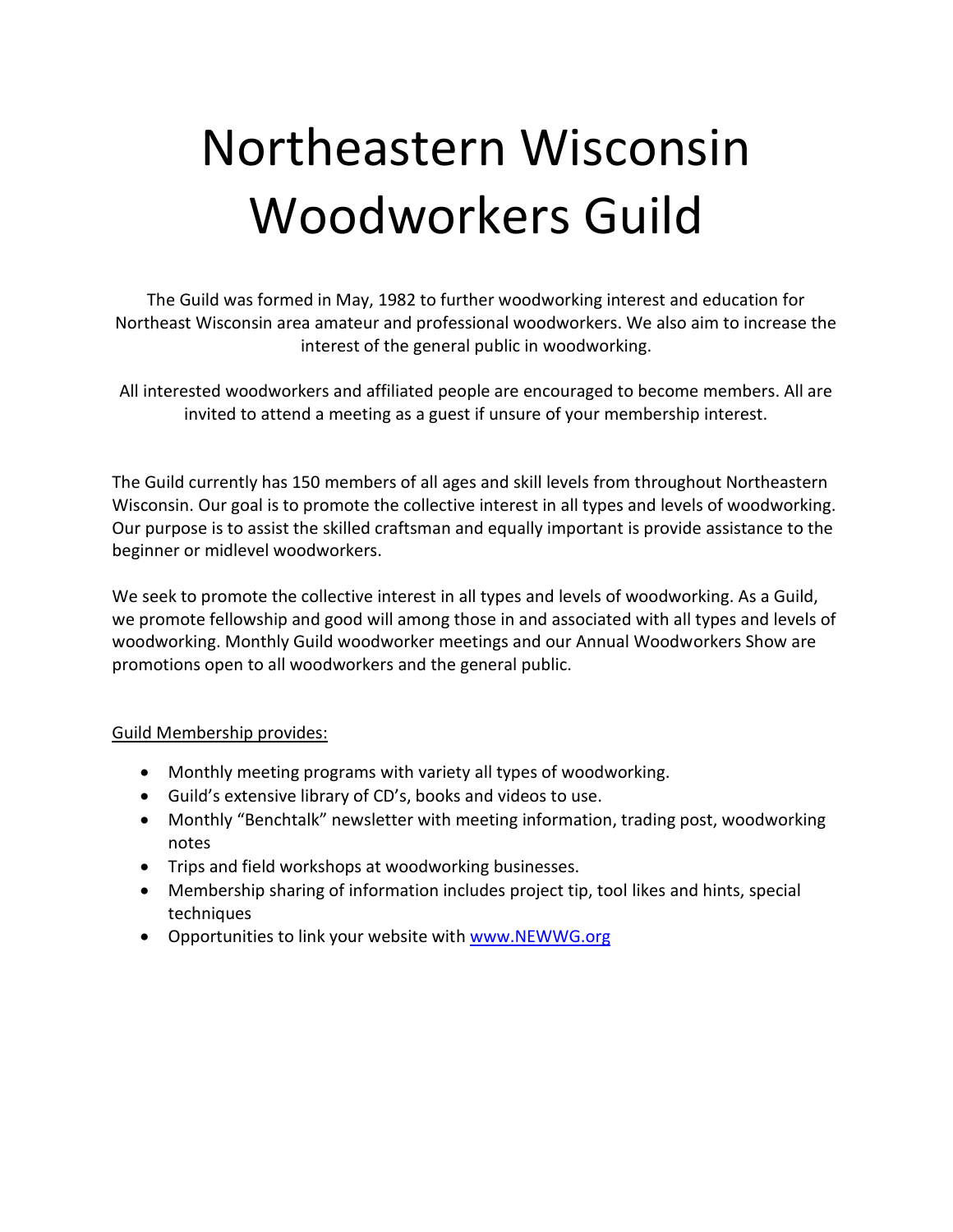# Northeastern Wisconsin Woodworkers Guild

The Guild was formed in May, 1982 to further woodworking interest and education for Northeast Wisconsin area amateur and professional woodworkers. We also aim to increase the interest of the general public in woodworking.

All interested woodworkers and affiliated people are encouraged to become members. All are invited to attend a meeting as a guest if unsure of your membership interest.

The Guild currently has 150 members of all ages and skill levels from throughout Northeastern Wisconsin. Our goal is to promote the collective interest in all types and levels of woodworking. Our purpose is to assist the skilled craftsman and equally important is provide assistance to the beginner or midlevel woodworkers.

We seek to promote the collective interest in all types and levels of woodworking. As a Guild, we promote fellowship and good will among those in and associated with all types and levels of woodworking. Monthly Guild woodworker meetings and our Annual Woodworkers Show are promotions open to all woodworkers and the general public.

<u>Guild Membership provides:</u>

- Monthly meeting programs with variety all types of woodworking.
- Guild's extensive library of CD's, books and videos to use.
- Monthly "Benchtalk" newsletter with meeting information, trading post, woodworking notes
- Trips and field workshops at woodworking businesses.
- Membership sharing of information includes project tip, tool likes and hints, special techniques
- Opportunities to link your website with [www.NEWWG.org](http://www.NEWWG.org)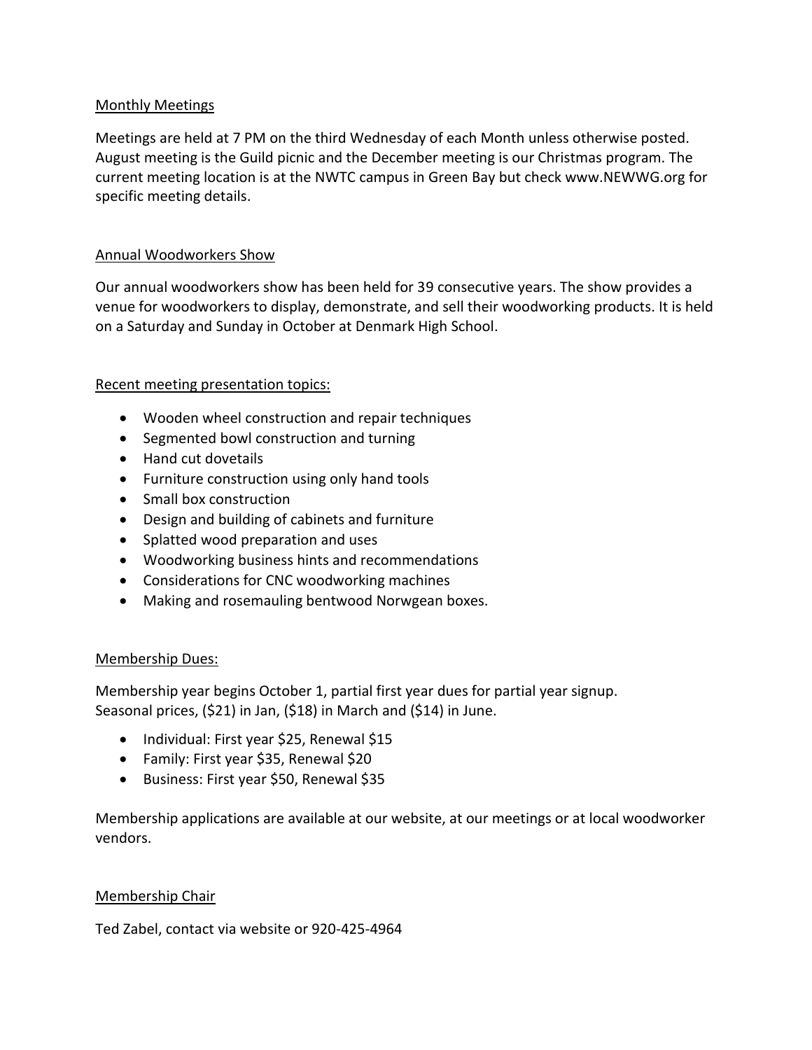## Monthly Meetings

Meetings are held at 7 PM on the third Wednesday of each Month unless otherwise posted. August meeting is the Guild picnic and the December meeting is our Christmas program. The current meeting location is at the NWTC campus in Green Bay but check www.NEWWG.org for specific meeting details.

## Annual Woodworkers Show

Our annual woodworkers show has been held for 39 consecutive years. The show provides a venue for woodworkers to display, demonstrate, and sell their woodworking products. It is held on a Saturday and Sunday in October at Denmark High School.

## Recent meeting presentation topics:

- Wooden wheel construction and repair techniques
- Segmented bowl construction and turning
- Hand cut dovetails
- Furniture construction using only hand tools
- Small box construction
- Design and building of cabinets and furniture
- Splatted wood preparation and uses
- Woodworking business hints and recommendations
- Considerations for CNC woodworking machines
- Making and rosemauling bentwood Norwgean boxes.

## Membership Dues:

Membership year begins October 1, partial first year dues for partial year signup.
Seasonal prices, ($21) in Jan, ($18) in March and ($14) in June.

- Individual: First year $25, Renewal $15
- Family: First year $35, Renewal $20
- Business: First year $50, Renewal $35

Membership applications are available at our website, at our meetings or at local woodworker vendors.

## Membership Chair

Ted Zabel, contact via website or 920-425-4964